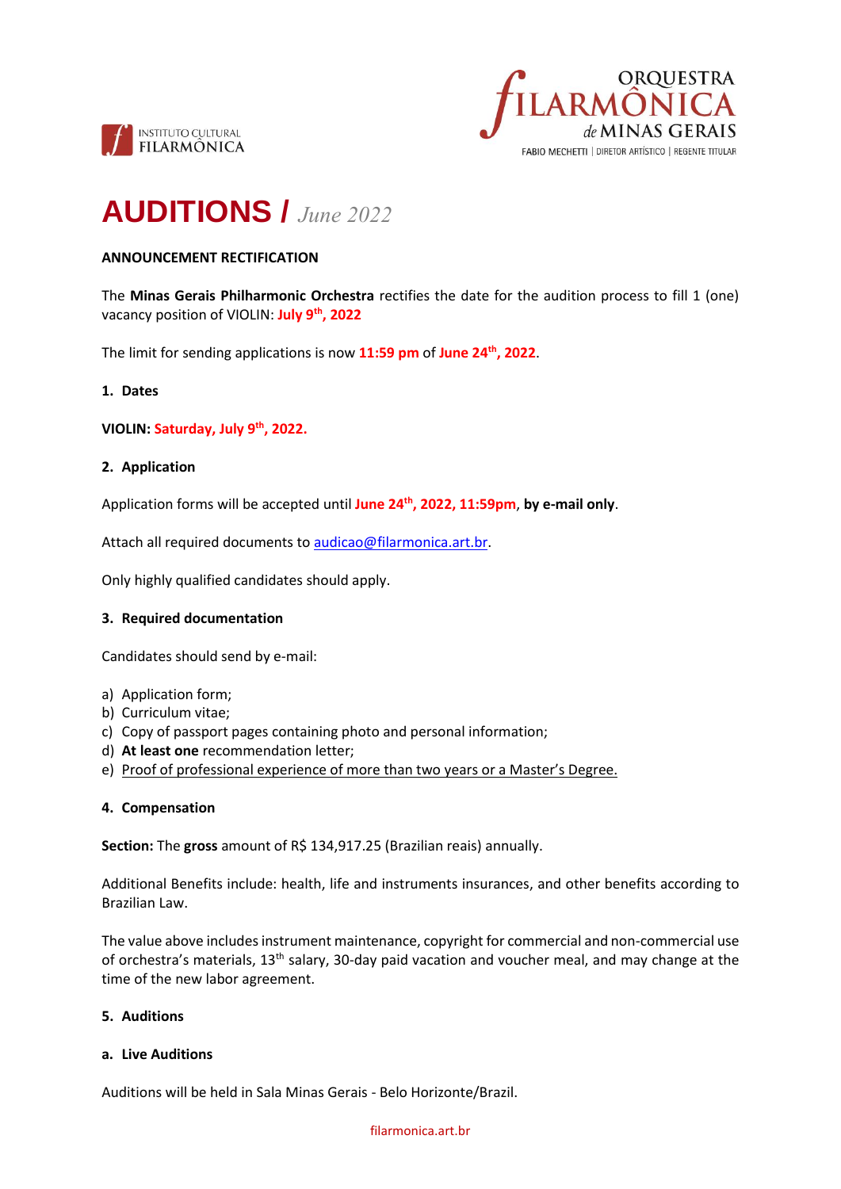INSTITUTO CULTURAL FILARMÔNICA

ORQUESTRA FILARMÔNICA de MINAS GERAIS
FABIO MECHETTI | DIRETOR ARTÍSTICO | REGENTE TITULAR

# AUDITIONS / *June 2022*

**ANNOUNCEMENT RECTIFICATION**

The **Minas Gerais Philharmonic Orchestra** rectifies the date for the audition process to fill 1 (one) vacancy position of VIOLIN: **July 9th, 2022**

The limit for sending applications is now **11:59 pm** of **June 24th, 2022**.

## 1. Dates

**VIOLIN: Saturday, July 9th, 2022.**

## 2. Application

Application forms will be accepted until **June 24th, 2022, 11:59pm**, **by e-mail only**.

Attach all required documents to audicao@filarmonica.art.br.

Only highly qualified candidates should apply.

## 3. Required documentation

Candidates should send by e-mail:

a) Application form;
b) Curriculum vitae;
c) Copy of passport pages containing photo and personal information;
d) **At least one** recommendation letter;
e) Proof of professional experience of more than two years or a Master's Degree.

## 4. Compensation

**Section:** The **gross** amount of R$ 134,917.25 (Brazilian reais) annually.

Additional Benefits include: health, life and instruments insurances, and other benefits according to Brazilian Law.

The value above includes instrument maintenance, copyright for commercial and non-commercial use of orchestra's materials, 13th salary, 30-day paid vacation and voucher meal, and may change at the time of the new labor agreement.

## 5. Auditions

### a. Live Auditions

Auditions will be held in Sala Minas Gerais - Belo Horizonte/Brazil.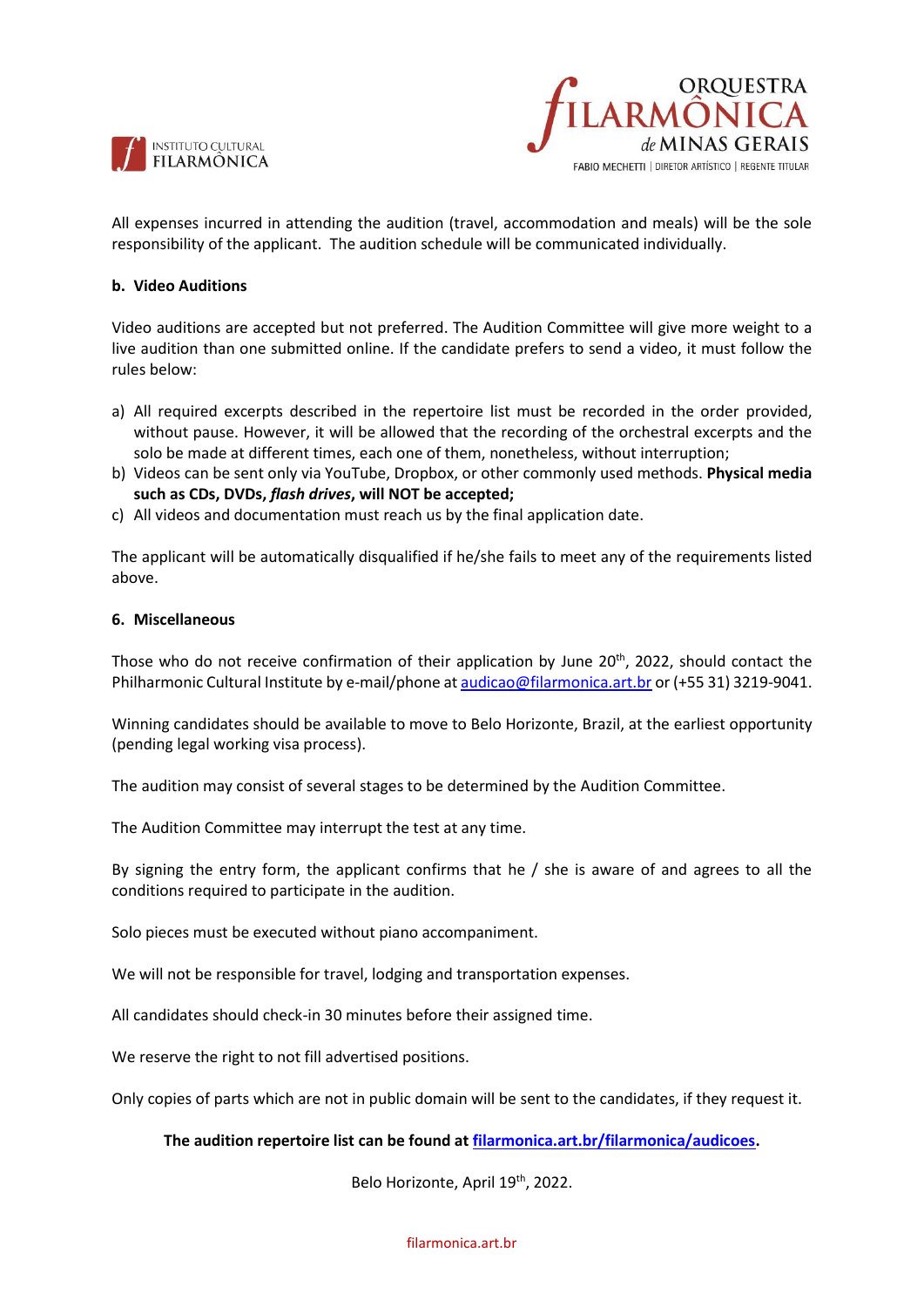All expenses incurred in attending the audition (travel, accommodation and meals) will be the sole responsibility of the applicant. The audition schedule will be communicated individually.

**b. Video Auditions**

Video auditions are accepted but not preferred. The Audition Committee will give more weight to a live audition than one submitted online. If the candidate prefers to send a video, it must follow the rules below:

a) All required excerpts described in the repertoire list must be recorded in the order provided, without pause. However, it will be allowed that the recording of the orchestral excerpts and the solo be made at different times, each one of them, nonetheless, without interruption;
b) Videos can be sent only via YouTube, Dropbox, or other commonly used methods. **Physical media such as CDs, DVDs, *flash drives*, will NOT be accepted;**
c) All videos and documentation must reach us by the final application date.

The applicant will be automatically disqualified if he/she fails to meet any of the requirements listed above.

**6. Miscellaneous**

Those who do not receive confirmation of their application by June 20th, 2022, should contact the Philharmonic Cultural Institute by e-mail/phone at audicao@filarmonica.art.br or (+55 31) 3219-9041.

Winning candidates should be available to move to Belo Horizonte, Brazil, at the earliest opportunity (pending legal working visa process).

The audition may consist of several stages to be determined by the Audition Committee.

The Audition Committee may interrupt the test at any time.

By signing the entry form, the applicant confirms that he / she is aware of and agrees to all the conditions required to participate in the audition.

Solo pieces must be executed without piano accompaniment.

We will not be responsible for travel, lodging and transportation expenses.

All candidates should check-in 30 minutes before their assigned time.

We reserve the right to not fill advertised positions.

Only copies of parts which are not in public domain will be sent to the candidates, if they request it.

**The audition repertoire list can be found at filarmonica.art.br/filarmonica/audicoes.**

Belo Horizonte, April 19th, 2022.